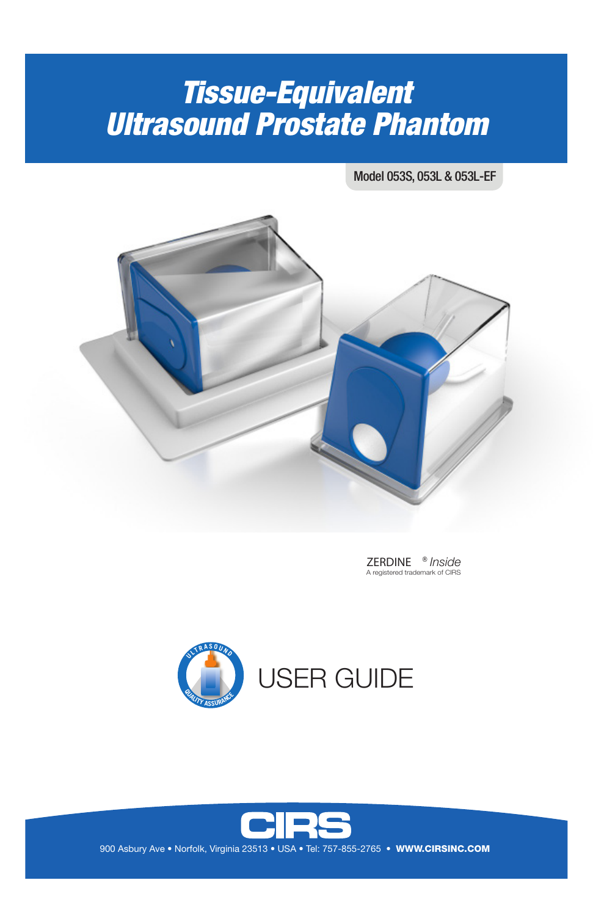# *Tissue-Equivalent Ultrasound Prostate Phantom*

Model 053S, 053L & 053L-EF

ZERDINE® *Inside*
A registered trademark of CIRS

USER GUIDE

CIRS

900 Asbury Ave • Norfolk, Virginia 23513 • USA • Tel: 757-855-2765 • **WWW.CIRSINC.COM**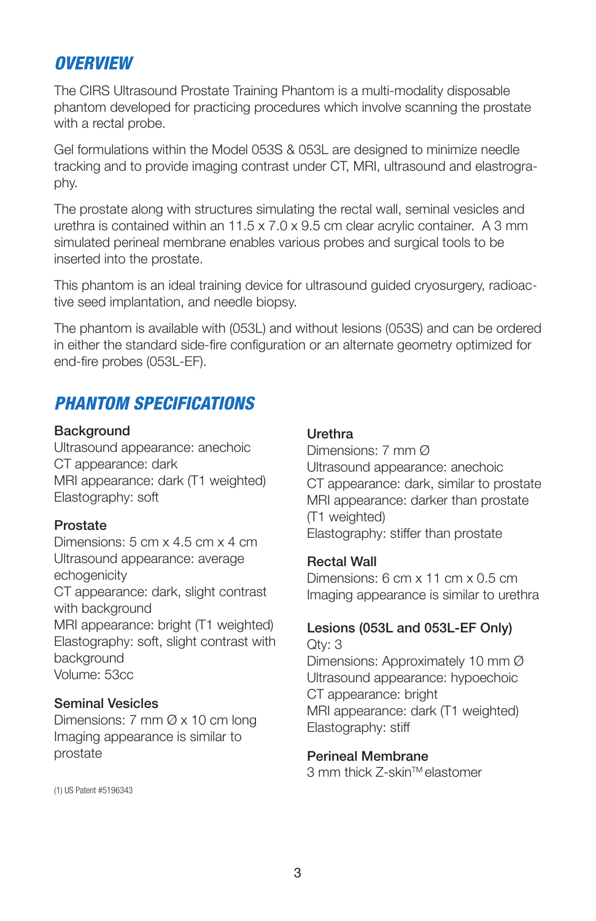## *OVERVIEW*

The CIRS Ultrasound Prostate Training Phantom is a multi-modality disposable phantom developed for practicing procedures which involve scanning the prostate with a rectal probe.

Gel formulations within the Model 053S & 053L are designed to minimize needle tracking and to provide imaging contrast under CT, MRI, ultrasound and elastography.

The prostate along with structures simulating the rectal wall, seminal vesicles and urethra is contained within an 11.5 x 7.0 x 9.5 cm clear acrylic container. A 3 mm simulated perineal membrane enables various probes and surgical tools to be inserted into the prostate.

This phantom is an ideal training device for ultrasound guided cryosurgery, radioactive seed implantation, and needle biopsy.

The phantom is available with (053L) and without lesions (053S) and can be ordered in either the standard side-fire configuration or an alternate geometry optimized for end-fire probes (053L-EF).

## *PHANTOM SPECIFICATIONS*

**Background**
Ultrasound appearance: anechoic
CT appearance: dark
MRI appearance: dark (T1 weighted)
Elastography: soft

**Prostate**
Dimensions: 5 cm x 4.5 cm x 4 cm
Ultrasound appearance: average echogenicity
CT appearance: dark, slight contrast with background
MRI appearance: bright (T1 weighted)
Elastography: soft, slight contrast with background
Volume: 53cc

**Seminal Vesicles**
Dimensions: 7 mm Ø x 10 cm long
Imaging appearance is similar to prostate

**Urethra**
Dimensions: 7 mm Ø
Ultrasound appearance: anechoic
CT appearance: dark, similar to prostate
MRI appearance: darker than prostate (T1 weighted)
Elastography: stiffer than prostate

**Rectal Wall**
Dimensions: 6 cm x 11 cm x 0.5 cm
Imaging appearance is similar to urethra

**Lesions (053L and 053L-EF Only)**
Qty: 3
Dimensions: Approximately 10 mm Ø
Ultrasound appearance: hypoechoic
CT appearance: bright
MRI appearance: dark (T1 weighted)
Elastography: stiff

**Perineal Membrane**
3 mm thick Z-skin™ elastomer

(1) US Patent #5196343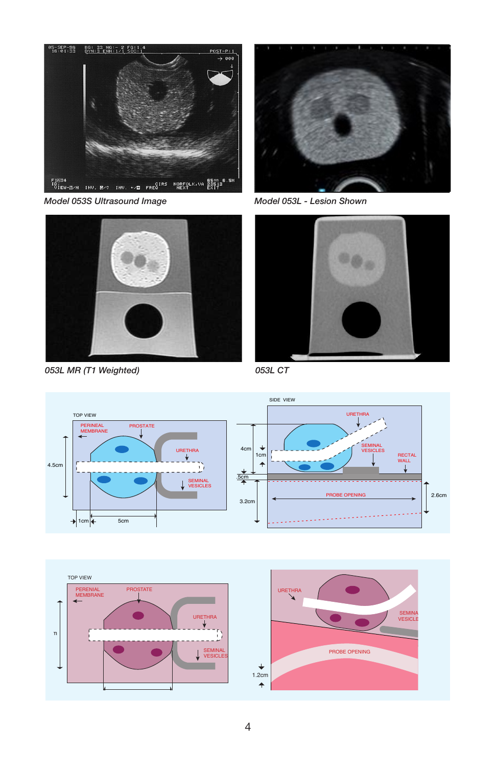Model 053S Ultrasound Image

Model 053L - Lesion Shown

053L MR (T1 Weighted)

053L CT

TOP VIEW

PERINEAL MEMBRANE

PROSTATE

URETHRA

SEMINAL VESICLES

4.5cm

1cm

5cm

SIDE VIEW

URETHRA

SEMINAL VESICLES

RECTAL WALL

4cm

1cm

.5cm

3.2cm

PROBE OPENING

2.6cm

TOP VIEW

PERENIAL MEMBRANE

PROSTATE

URETHRA

SEMINAL VESICLES

URETHRA

SEMINA VESICLE

PROBE OPENING

1.2cm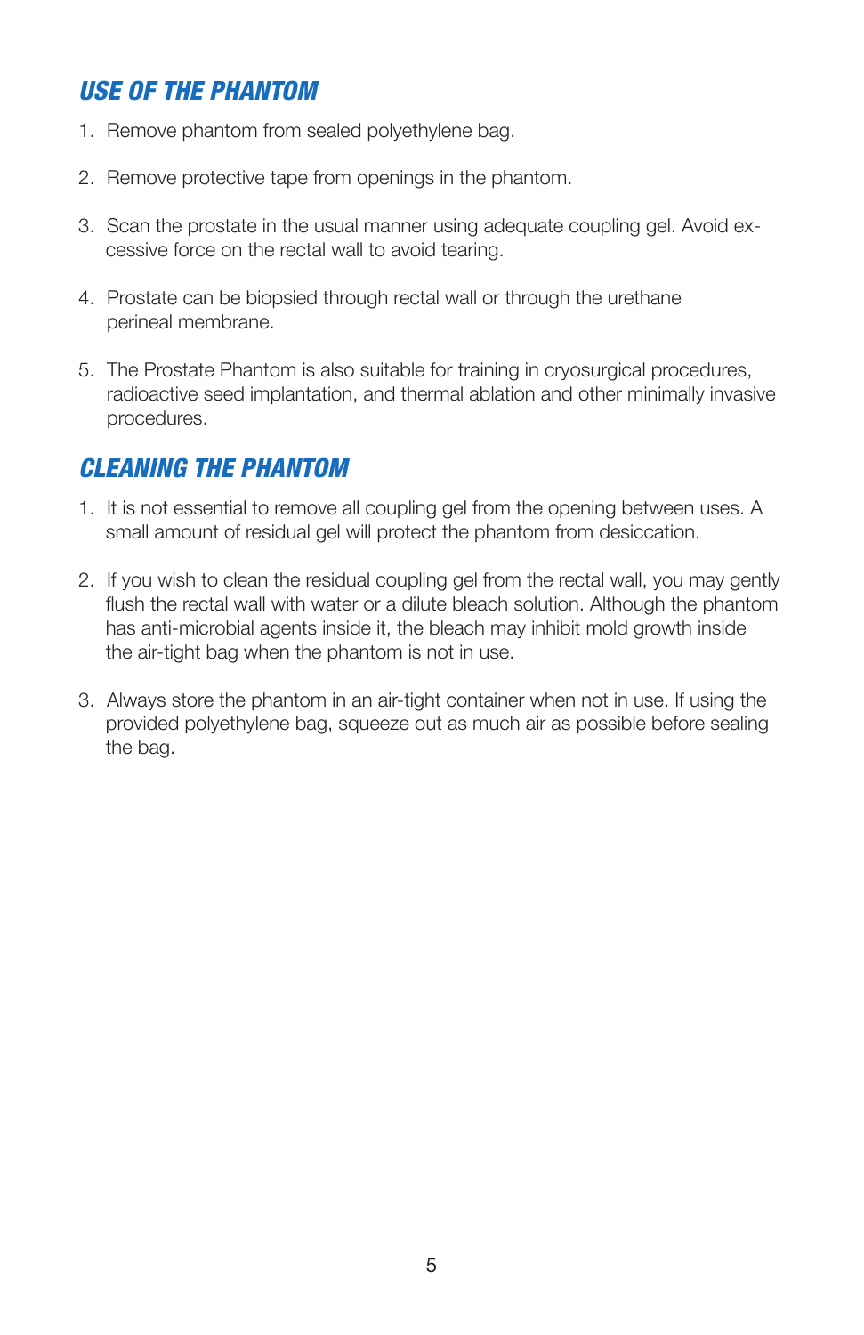## USE OF THE PHANTOM

1. Remove phantom from sealed polyethylene bag.

2. Remove protective tape from openings in the phantom.

3. Scan the prostate in the usual manner using adequate coupling gel. Avoid excessive force on the rectal wall to avoid tearing.

4. Prostate can be biopsied through rectal wall or through the urethane perineal membrane.

5. The Prostate Phantom is also suitable for training in cryosurgical procedures, radioactive seed implantation, and thermal ablation and other minimally invasive procedures.

## CLEANING THE PHANTOM

1. It is not essential to remove all coupling gel from the opening between uses. A small amount of residual gel will protect the phantom from desiccation.

2. If you wish to clean the residual coupling gel from the rectal wall, you may gently flush the rectal wall with water or a dilute bleach solution. Although the phantom has anti-microbial agents inside it, the bleach may inhibit mold growth inside the air-tight bag when the phantom is not in use.

3. Always store the phantom in an air-tight container when not in use. If using the provided polyethylene bag, squeeze out as much air as possible before sealing the bag.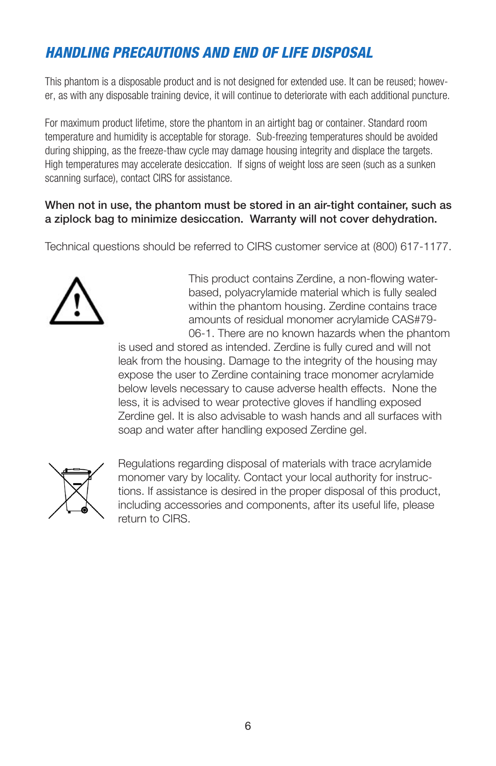## *HANDLING PRECAUTIONS AND END OF LIFE DISPOSAL*

This phantom is a disposable product and is not designed for extended use. It can be reused; however, as with any disposable training device, it will continue to deteriorate with each additional puncture.

For maximum product lifetime, store the phantom in an airtight bag or container. Standard room temperature and humidity is acceptable for storage. Sub-freezing temperatures should be avoided during shipping, as the freeze-thaw cycle may damage housing integrity and displace the targets. High temperatures may accelerate desiccation. If signs of weight loss are seen (such as a sunken scanning surface), contact CIRS for assistance.

**When not in use, the phantom must be stored in an air-tight container, such as a ziplock bag to minimize desiccation. Warranty will not cover dehydration.**

Technical questions should be referred to CIRS customer service at (800) 617-1177.

This product contains Zerdine, a non-flowing water-based, polyacrylamide material which is fully sealed within the phantom housing. Zerdine contains trace amounts of residual monomer acrylamide CAS#79-06-1. There are no known hazards when the phantom is used and stored as intended. Zerdine is fully cured and will not leak from the housing. Damage to the integrity of the housing may expose the user to Zerdine containing trace monomer acrylamide below levels necessary to cause adverse health effects. None the less, it is advised to wear protective gloves if handling exposed Zerdine gel. It is also advisable to wash hands and all surfaces with soap and water after handling exposed Zerdine gel.

Regulations regarding disposal of materials with trace acrylamide monomer vary by locality. Contact your local authority for instructions. If assistance is desired in the proper disposal of this product, including accessories and components, after its useful life, please return to CIRS.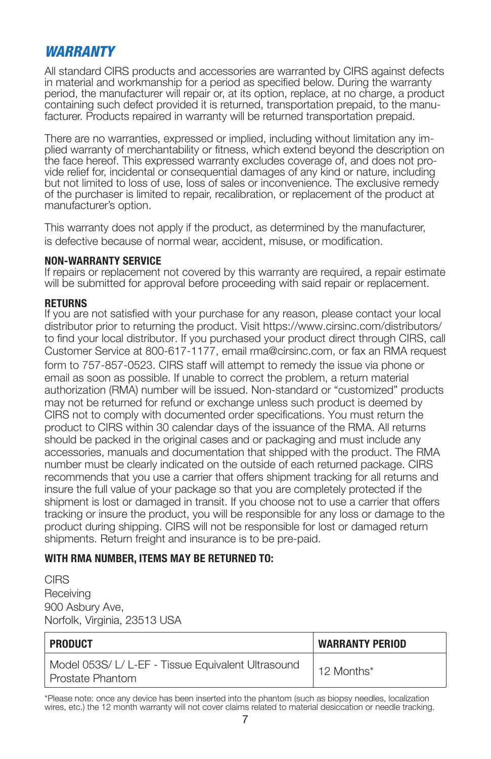## *WARRANTY*

All standard CIRS products and accessories are warranted by CIRS against defects in material and workmanship for a period as specified below. During the warranty period, the manufacturer will repair or, at its option, replace, at no charge, a product containing such defect provided it is returned, transportation prepaid, to the manufacturer. Products repaired in warranty will be returned transportation prepaid.

There are no warranties, expressed or implied, including without limitation any implied warranty of merchantability or fitness, which extend beyond the description on the face hereof. This expressed warranty excludes coverage of, and does not provide relief for, incidental or consequential damages of any kind or nature, including but not limited to loss of use, loss of sales or inconvenience. The exclusive remedy of the purchaser is limited to repair, recalibration, or replacement of the product at manufacturer's option.

This warranty does not apply if the product, as determined by the manufacturer, is defective because of normal wear, accident, misuse, or modification.

**NON-WARRANTY SERVICE**
If repairs or replacement not covered by this warranty are required, a repair estimate will be submitted for approval before proceeding with said repair or replacement.

**RETURNS**
If you are not satisfied with your purchase for any reason, please contact your local distributor prior to returning the product. Visit https://www.cirsinc.com/distributors/ to find your local distributor. If you purchased your product direct through CIRS, call Customer Service at 800-617-1177, email rma@cirsinc.com, or fax an RMA request form to 757-857-0523. CIRS staff will attempt to remedy the issue via phone or email as soon as possible. If unable to correct the problem, a return material authorization (RMA) number will be issued. Non-standard or "customized" products may not be returned for refund or exchange unless such product is deemed by CIRS not to comply with documented order specifications. You must return the product to CIRS within 30 calendar days of the issuance of the RMA. All returns should be packed in the original cases and or packaging and must include any accessories, manuals and documentation that shipped with the product. The RMA number must be clearly indicated on the outside of each returned package. CIRS recommends that you use a carrier that offers shipment tracking for all returns and insure the full value of your package so that you are completely protected if the shipment is lost or damaged in transit. If you choose not to use a carrier that offers tracking or insure the product, you will be responsible for any loss or damage to the product during shipping. CIRS will not be responsible for lost or damaged return shipments. Return freight and insurance is to be pre-paid.

**WITH RMA NUMBER, ITEMS MAY BE RETURNED TO:**

CIRS
Receiving
900 Asbury Ave,
Norfolk, Virginia, 23513 USA

| PRODUCT | WARRANTY PERIOD |
|---|---|
| Model 053S/ L/ L-EF - Tissue Equivalent Ultrasound Prostate Phantom | 12 Months* |

*Please note: once any device has been inserted into the phantom (such as biopsy needles, localization wires, etc.) the 12 month warranty will not cover claims related to material desiccation or needle tracking.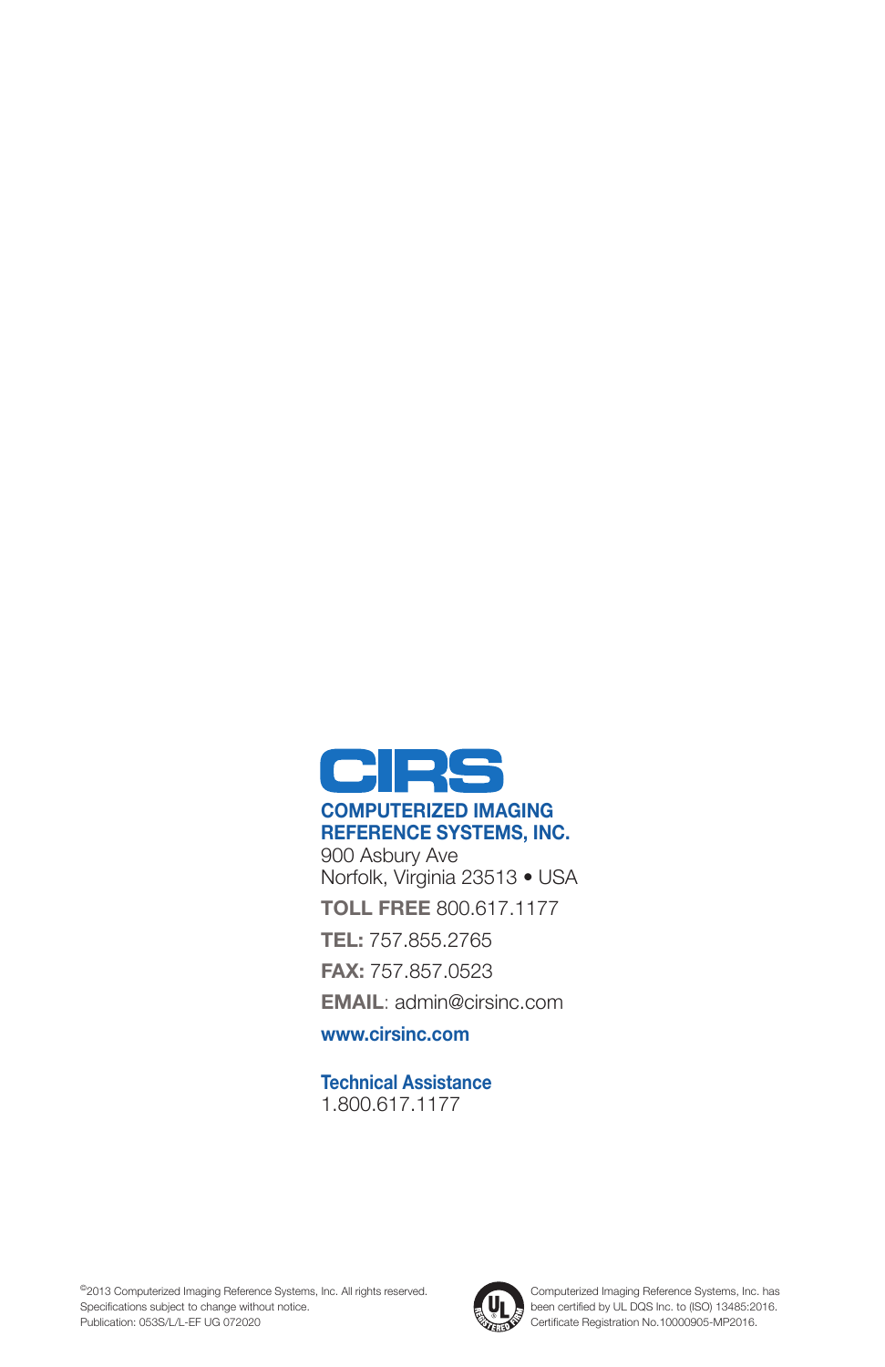CIRS

**COMPUTERIZED IMAGING REFERENCE SYSTEMS, INC.**

900 Asbury Ave
Norfolk, Virginia 23513 • USA

**TOLL FREE** 800.617.1177

**TEL:** 757.855.2765

**FAX:** 757.857.0523

**EMAIL**: admin@cirsinc.com

**www.cirsinc.com**

**Technical Assistance**
1.800.617.1177

©2013 Computerized Imaging Reference Systems, Inc. All rights reserved.
Specifications subject to change without notice.
Publication: 053S/L/L-EF UG 072020

Computerized Imaging Reference Systems, Inc. has been certified by UL DQS Inc. to (ISO) 13485:2016. Certificate Registration No.10000905-MP2016.